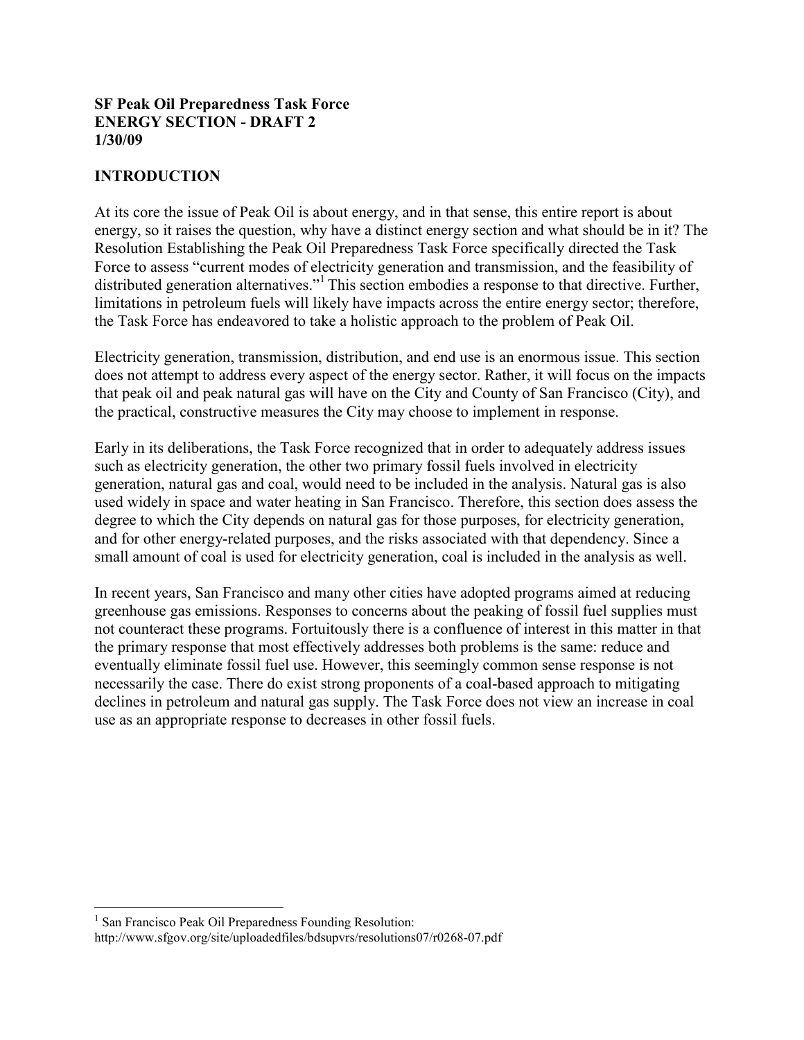**SF Peak Oil Preparedness Task Force**
**ENERGY SECTION - DRAFT 2**
**1/30/09**

## INTRODUCTION

At its core the issue of Peak Oil is about energy, and in that sense, this entire report is about energy, so it raises the question, why have a distinct energy section and what should be in it? The Resolution Establishing the Peak Oil Preparedness Task Force specifically directed the Task Force to assess "current modes of electricity generation and transmission, and the feasibility of distributed generation alternatives."[1] This section embodies a response to that directive. Further, limitations in petroleum fuels will likely have impacts across the entire energy sector; therefore, the Task Force has endeavored to take a holistic approach to the problem of Peak Oil.

Electricity generation, transmission, distribution, and end use is an enormous issue. This section does not attempt to address every aspect of the energy sector. Rather, it will focus on the impacts that peak oil and peak natural gas will have on the City and County of San Francisco (City), and the practical, constructive measures the City may choose to implement in response.

Early in its deliberations, the Task Force recognized that in order to adequately address issues such as electricity generation, the other two primary fossil fuels involved in electricity generation, natural gas and coal, would need to be included in the analysis. Natural gas is also used widely in space and water heating in San Francisco. Therefore, this section does assess the degree to which the City depends on natural gas for those purposes, for electricity generation, and for other energy-related purposes, and the risks associated with that dependency. Since a small amount of coal is used for electricity generation, coal is included in the analysis as well.

In recent years, San Francisco and many other cities have adopted programs aimed at reducing greenhouse gas emissions. Responses to concerns about the peaking of fossil fuel supplies must not counteract these programs. Fortuitously there is a confluence of interest in this matter in that the primary response that most effectively addresses both problems is the same: reduce and eventually eliminate fossil fuel use. However, this seemingly common sense response is not necessarily the case. There do exist strong proponents of a coal-based approach to mitigating declines in petroleum and natural gas supply. The Task Force does not view an increase in coal use as an appropriate response to decreases in other fossil fuels.

---

[1] San Francisco Peak Oil Preparedness Founding Resolution: http://www.sfgov.org/site/uploadedfiles/bdsupvrs/resolutions07/r0268-07.pdf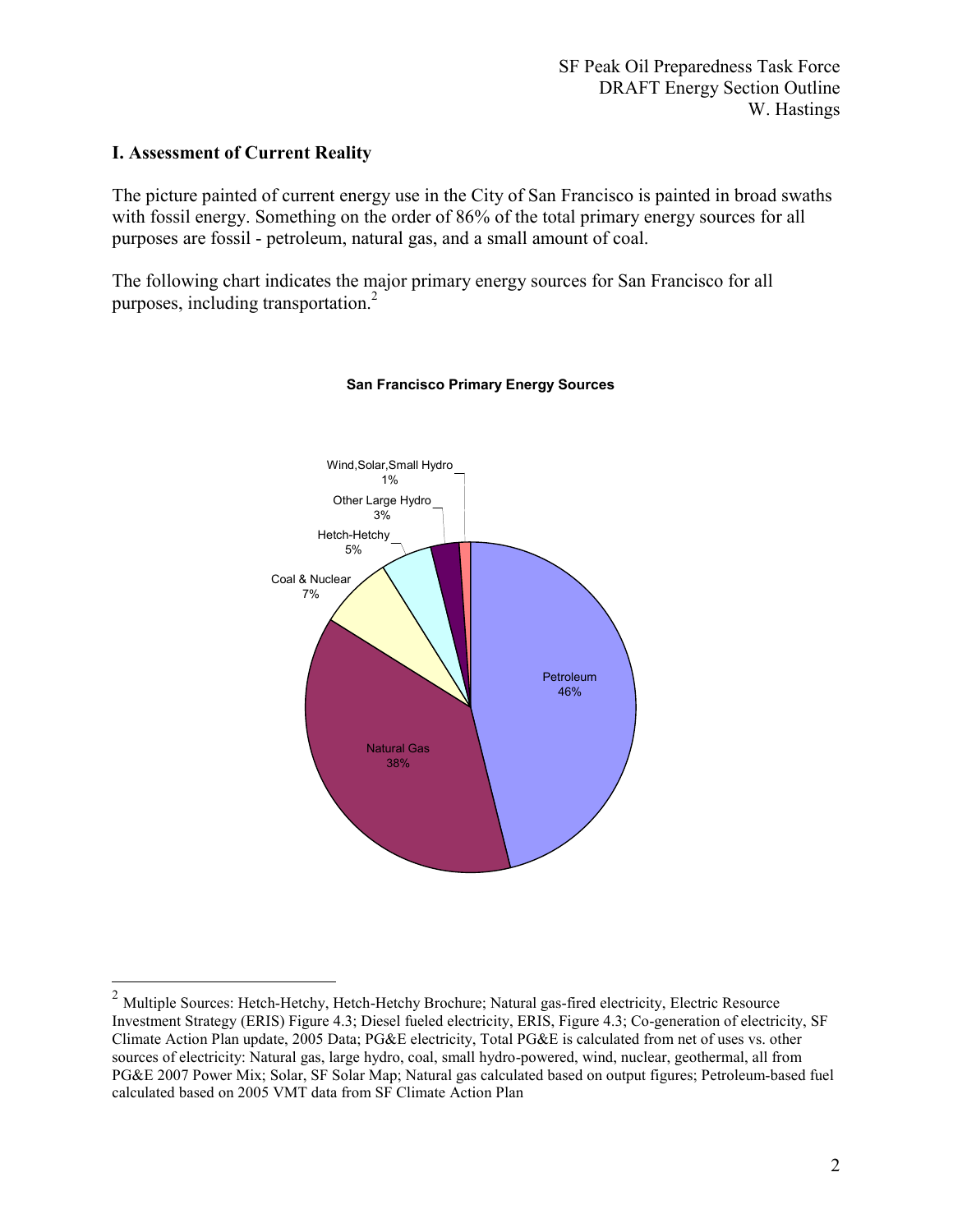SF Peak Oil Preparedness Task Force
DRAFT Energy Section Outline
W. Hastings

## I. Assessment of Current Reality

The picture painted of current energy use in the City of San Francisco is painted in broad swaths with fossil energy. Something on the order of 86% of the total primary energy sources for all purposes are fossil - petroleum, natural gas, and a small amount of coal.

The following chart indicates the major primary energy sources for San Francisco for all purposes, including transportation.[2]

**San Francisco Primary Energy Sources**

| Source | Share |
|---|---|
| Petroleum | 46% |
| Natural Gas | 38% |
| Coal & Nuclear | 7% |
| Hetch-Hetchy | 5% |
| Other Large Hydro | 3% |
| Wind,Solar,Small Hydro | 1% |

---

[2] Multiple Sources: Hetch-Hetchy, Hetch-Hetchy Brochure; Natural gas-fired electricity, Electric Resource Investment Strategy (ERIS) Figure 4.3; Diesel fueled electricity, ERIS, Figure 4.3; Co-generation of electricity, SF Climate Action Plan update, 2005 Data; PG&E electricity, Total PG&E is calculated from net of uses vs. other sources of electricity: Natural gas, large hydro, coal, small hydro-powered, wind, nuclear, geothermal, all from PG&E 2007 Power Mix; Solar, SF Solar Map; Natural gas calculated based on output figures; Petroleum-based fuel calculated based on 2005 VMT data from SF Climate Action Plan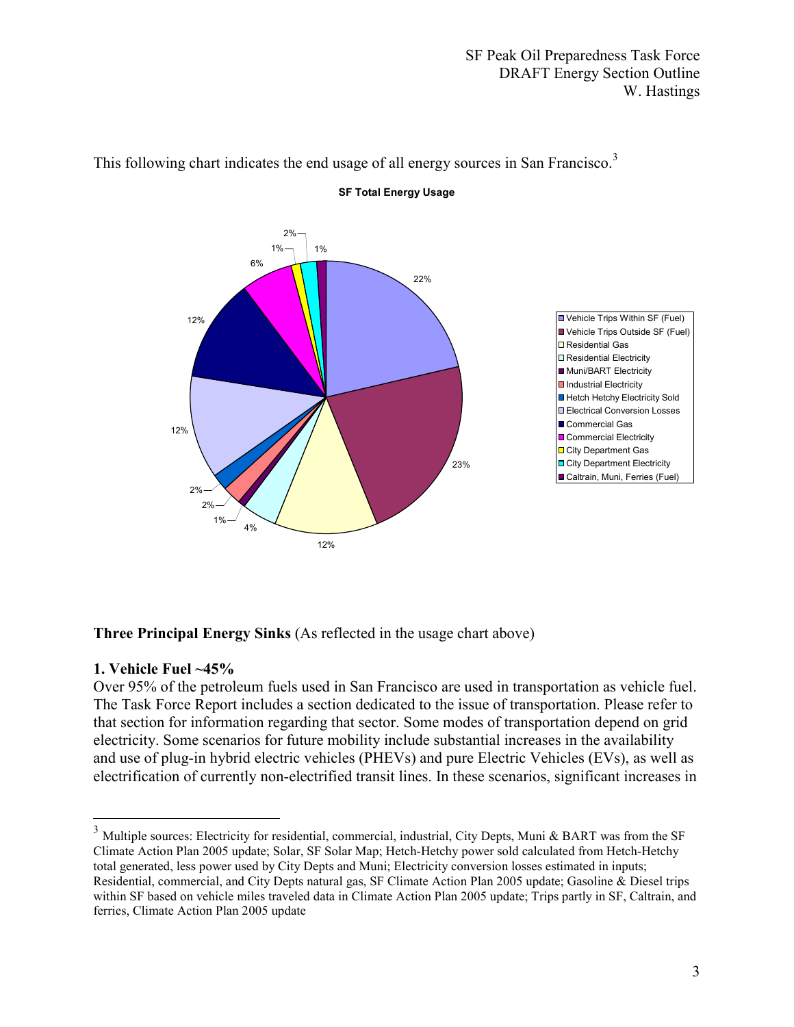This following chart indicates the end usage of all energy sources in San Francisco.[3]

**SF Total Energy Usage**

| Category | Share |
|---|---|
| Vehicle Trips Within SF (Fuel) | 22% |
| Vehicle Trips Outside SF (Fuel) | 23% |
| Residential Gas | 12% |
| Residential Electricity | 4% |
| Muni/BART Electricity | 1% |
| Industrial Electricity | 2% |
| Hetch Hetchy Electricity Sold | 2% |
| Electrical Conversion Losses | 12% |
| Commercial Gas | 12% |
| Commercial Electricity | 6% |
| City Department Gas | 1% |
| City Department Electricity | 2% |
| Caltrain, Muni, Ferries (Fuel) | 1% |

**Three Principal Energy Sinks** (As reflected in the usage chart above)

**1. Vehicle Fuel ~45%**

Over 95% of the petroleum fuels used in San Francisco are used in transportation as vehicle fuel. The Task Force Report includes a section dedicated to the issue of transportation. Please refer to that section for information regarding that sector. Some modes of transportation depend on grid electricity. Some scenarios for future mobility include substantial increases in the availability and use of plug-in hybrid electric vehicles (PHEVs) and pure Electric Vehicles (EVs), as well as electrification of currently non-electrified transit lines. In these scenarios, significant increases in

---

[3] Multiple sources: Electricity for residential, commercial, industrial, City Depts, Muni & BART was from the SF Climate Action Plan 2005 update; Solar, SF Solar Map; Hetch-Hetchy power sold calculated from Hetch-Hetchy total generated, less power used by City Depts and Muni; Electricity conversion losses estimated in inputs; Residential, commercial, and City Depts natural gas, SF Climate Action Plan 2005 update; Gasoline & Diesel trips within SF based on vehicle miles traveled data in Climate Action Plan 2005 update; Trips partly in SF, Caltrain, and ferries, Climate Action Plan 2005 update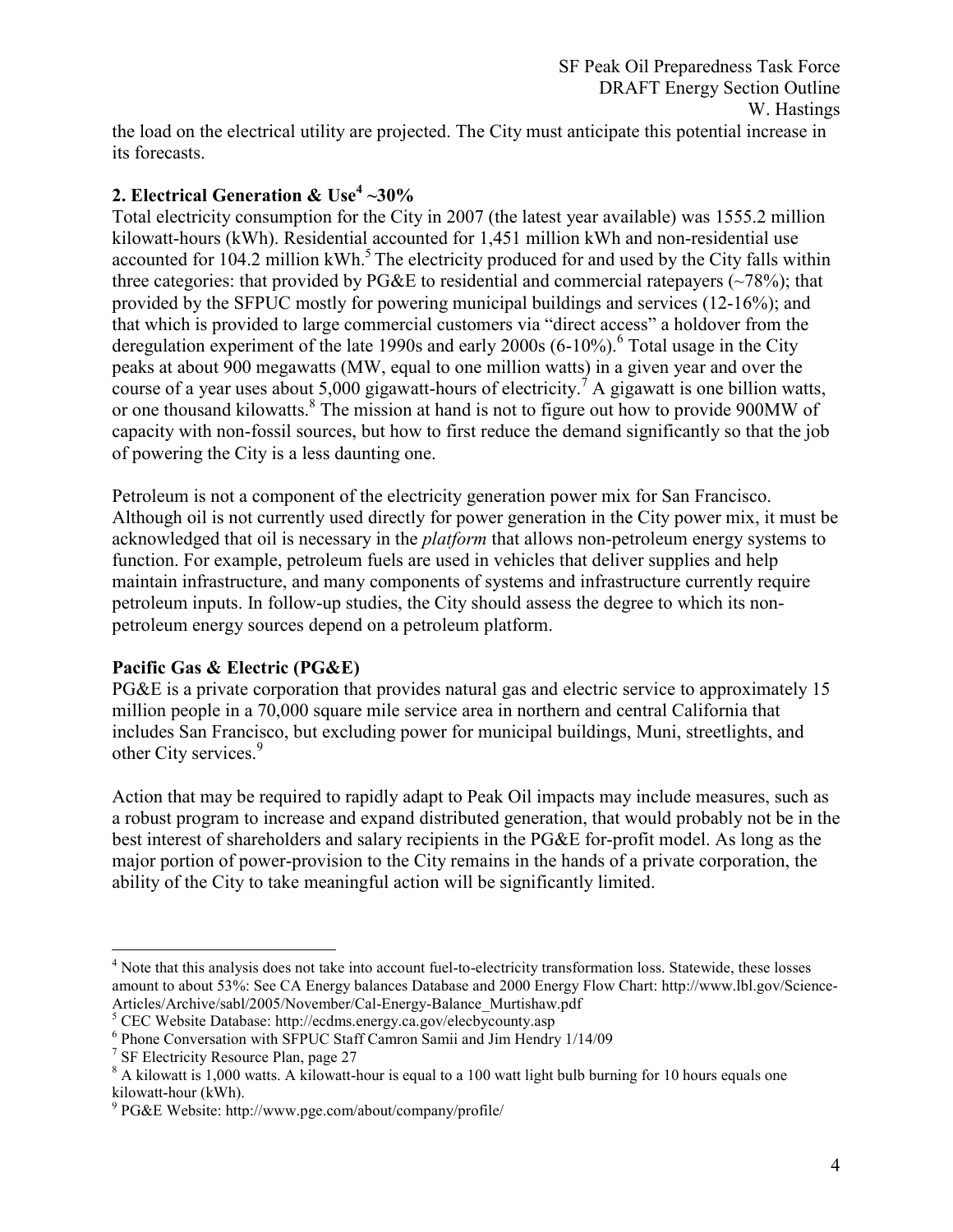the load on the electrical utility are projected. The City must anticipate this potential increase in its forecasts.

## 2. Electrical Generation & Use[4] ~30%

Total electricity consumption for the City in 2007 (the latest year available) was 1555.2 million kilowatt-hours (kWh). Residential accounted for 1,451 million kWh and non-residential use accounted for 104.2 million kWh.[5] The electricity produced for and used by the City falls within three categories: that provided by PG&E to residential and commercial ratepayers (~78%); that provided by the SFPUC mostly for powering municipal buildings and services (12-16%); and that which is provided to large commercial customers via "direct access" a holdover from the deregulation experiment of the late 1990s and early 2000s (6-10%).[6] Total usage in the City peaks at about 900 megawatts (MW, equal to one million watts) in a given year and over the course of a year uses about 5,000 gigawatt-hours of electricity.[7] A gigawatt is one billion watts, or one thousand kilowatts.[8] The mission at hand is not to figure out how to provide 900MW of capacity with non-fossil sources, but how to first reduce the demand significantly so that the job of powering the City is a less daunting one.

Petroleum is not a component of the electricity generation power mix for San Francisco. Although oil is not currently used directly for power generation in the City power mix, it must be acknowledged that oil is necessary in the *platform* that allows non-petroleum energy systems to function. For example, petroleum fuels are used in vehicles that deliver supplies and help maintain infrastructure, and many components of systems and infrastructure currently require petroleum inputs. In follow-up studies, the City should assess the degree to which its non-petroleum energy sources depend on a petroleum platform.

### Pacific Gas & Electric (PG&E)

PG&E is a private corporation that provides natural gas and electric service to approximately 15 million people in a 70,000 square mile service area in northern and central California that includes San Francisco, but excluding power for municipal buildings, Muni, streetlights, and other City services.[9]

Action that may be required to rapidly adapt to Peak Oil impacts may include measures, such as a robust program to increase and expand distributed generation, that would probably not be in the best interest of shareholders and salary recipients in the PG&E for-profit model. As long as the major portion of power-provision to the City remains in the hands of a private corporation, the ability of the City to take meaningful action will be significantly limited.

---

[4] Note that this analysis does not take into account fuel-to-electricity transformation loss. Statewide, these losses amount to about 53%: See CA Energy balances Database and 2000 Energy Flow Chart: http://www.lbl.gov/Science-Articles/Archive/sabl/2005/November/Cal-Energy-Balance_Murtishaw.pdf

[5] CEC Website Database: http://ecdms.energy.ca.gov/elecbycounty.asp

[6] Phone Conversation with SFPUC Staff Camron Samii and Jim Hendry 1/14/09

[7] SF Electricity Resource Plan, page 27

[8] A kilowatt is 1,000 watts. A kilowatt-hour is equal to a 100 watt light bulb burning for 10 hours equals one kilowatt-hour (kWh).

[9] PG&E Website: http://www.pge.com/about/company/profile/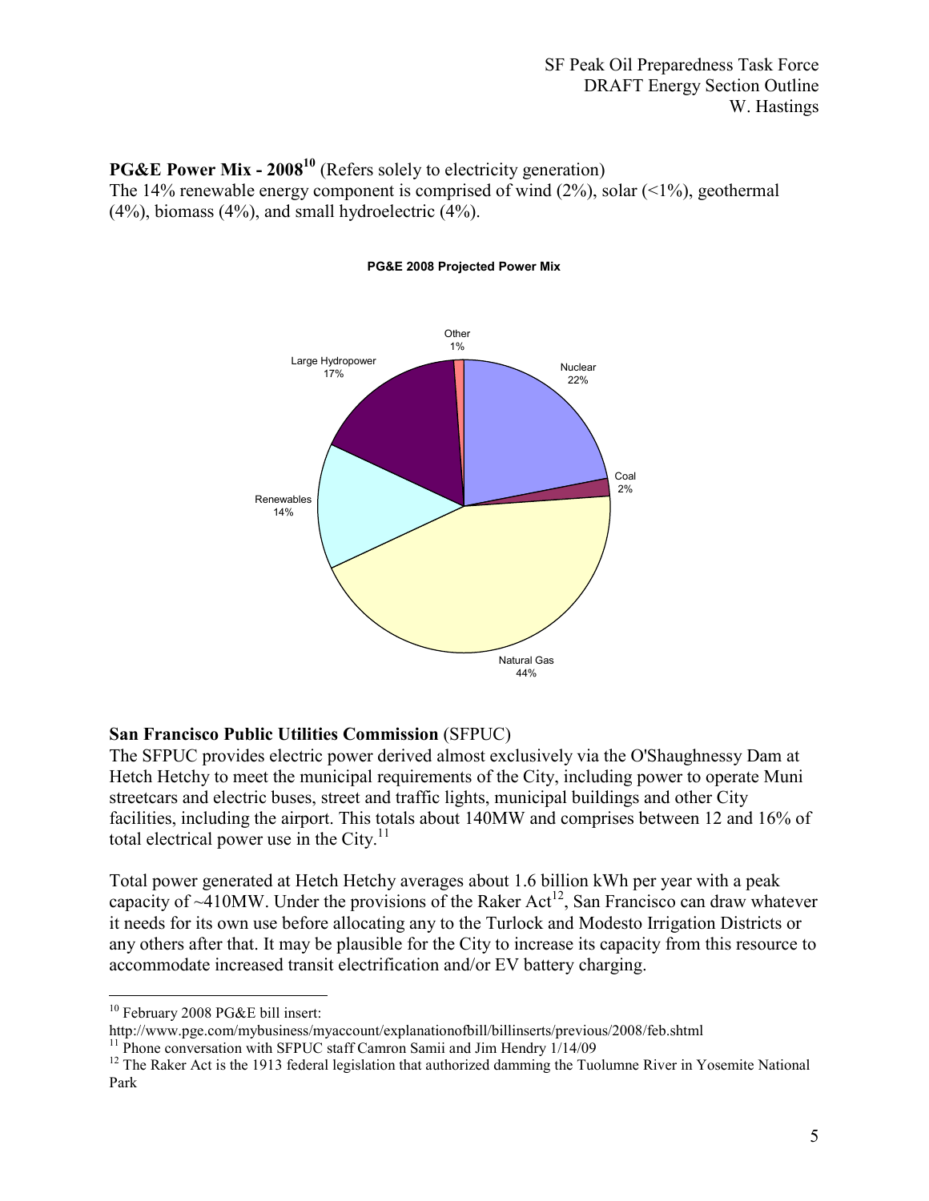**PG&E Power Mix - 2008**[10] (Refers solely to electricity generation)

The 14% renewable energy component is comprised of wind (2%), solar (<1%), geothermal (4%), biomass (4%), and small hydroelectric (4%).

**PG&E 2008 Projected Power Mix**

| Source | Share |
|---|---|
| Nuclear | 22% |
| Coal | 2% |
| Natural Gas | 44% |
| Renewables | 14% |
| Large Hydropower | 17% |
| Other | 1% |

**San Francisco Public Utilities Commission** (SFPUC)

The SFPUC provides electric power derived almost exclusively via the O'Shaughnessy Dam at Hetch Hetchy to meet the municipal requirements of the City, including power to operate Muni streetcars and electric buses, street and traffic lights, municipal buildings and other City facilities, including the airport. This totals about 140MW and comprises between 12 and 16% of total electrical power use in the City.[11]

Total power generated at Hetch Hetchy averages about 1.6 billion kWh per year with a peak capacity of ~410MW. Under the provisions of the Raker Act[12], San Francisco can draw whatever it needs for its own use before allocating any to the Turlock and Modesto Irrigation Districts or any others after that. It may be plausible for the City to increase its capacity from this resource to accommodate increased transit electrification and/or EV battery charging.

---

[10] February 2008 PG&E bill insert: http://www.pge.com/mybusiness/myaccount/explanationofbill/billinserts/previous/2008/feb.shtml

[11] Phone conversation with SFPUC staff Camron Samii and Jim Hendry 1/14/09

[12] The Raker Act is the 1913 federal legislation that authorized damming the Tuolumne River in Yosemite National Park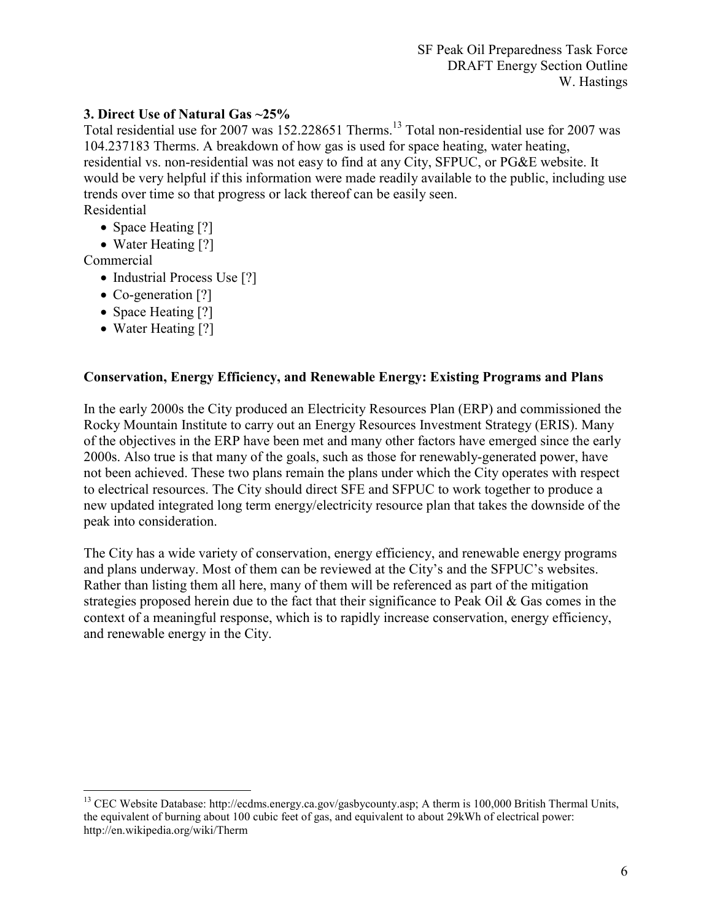### 3. Direct Use of Natural Gas ~25%

Total residential use for 2007 was 152.228651 Therms.[13] Total non-residential use for 2007 was 104.237183 Therms. A breakdown of how gas is used for space heating, water heating, residential vs. non-residential was not easy to find at any City, SFPUC, or PG&E website. It would be very helpful if this information were made readily available to the public, including use trends over time so that progress or lack thereof can be easily seen.

Residential

- Space Heating [?]
- Water Heating [?]

Commercial

- Industrial Process Use [?]
- Co-generation [?]
- Space Heating [?]
- Water Heating [?]

### Conservation, Energy Efficiency, and Renewable Energy: Existing Programs and Plans

In the early 2000s the City produced an Electricity Resources Plan (ERP) and commissioned the Rocky Mountain Institute to carry out an Energy Resources Investment Strategy (ERIS). Many of the objectives in the ERP have been met and many other factors have emerged since the early 2000s. Also true is that many of the goals, such as those for renewably-generated power, have not been achieved. These two plans remain the plans under which the City operates with respect to electrical resources. The City should direct SFE and SFPUC to work together to produce a new updated integrated long term energy/electricity resource plan that takes the downside of the peak into consideration.

The City has a wide variety of conservation, energy efficiency, and renewable energy programs and plans underway. Most of them can be reviewed at the City's and the SFPUC's websites. Rather than listing them all here, many of them will be referenced as part of the mitigation strategies proposed herein due to the fact that their significance to Peak Oil & Gas comes in the context of a meaningful response, which is to rapidly increase conservation, energy efficiency, and renewable energy in the City.

---

[13] CEC Website Database: http://ecdms.energy.ca.gov/gasbycounty.asp; A therm is 100,000 British Thermal Units, the equivalent of burning about 100 cubic feet of gas, and equivalent to about 29kWh of electrical power: http://en.wikipedia.org/wiki/Therm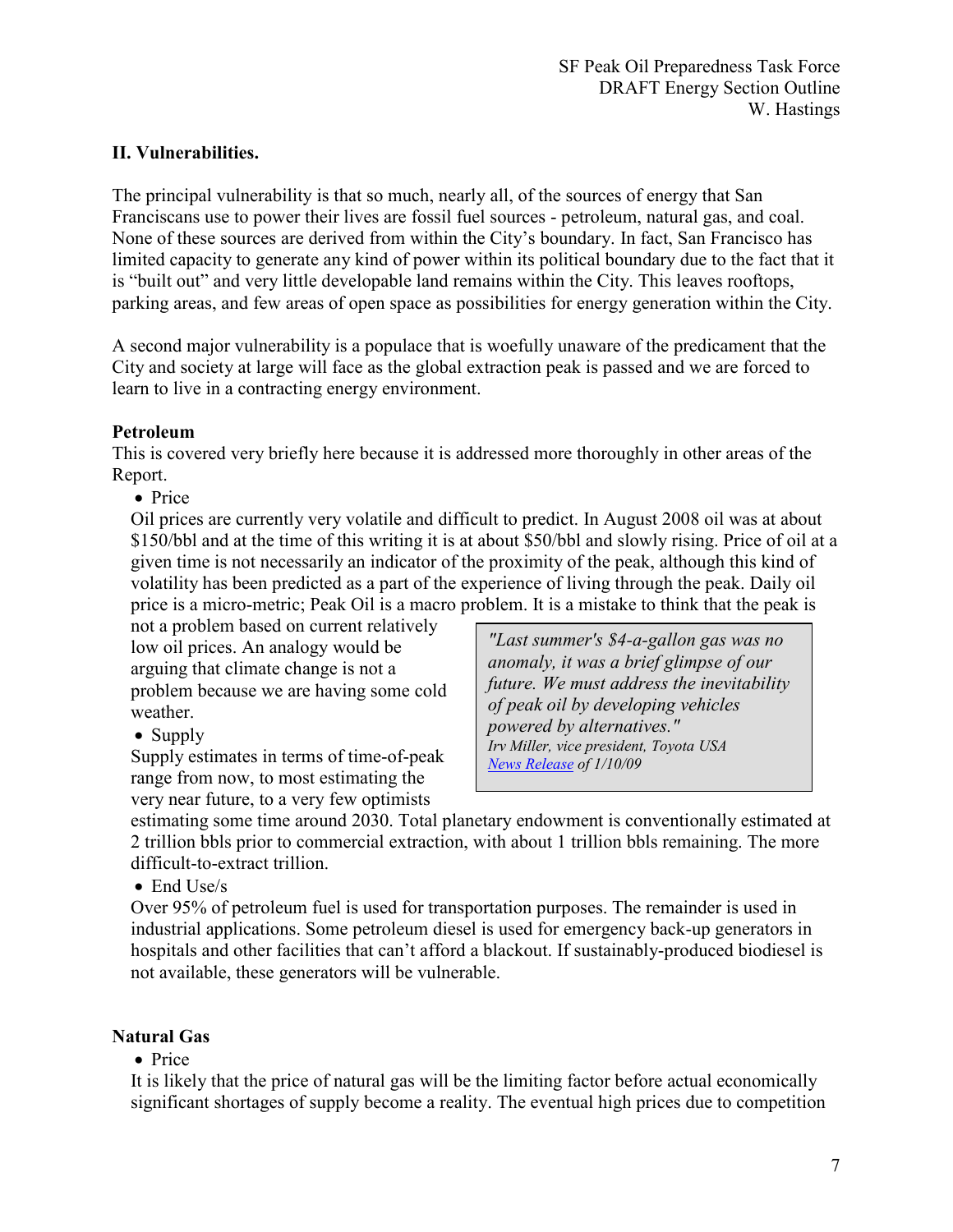## II. Vulnerabilities.

The principal vulnerability is that so much, nearly all, of the sources of energy that San Franciscans use to power their lives are fossil fuel sources - petroleum, natural gas, and coal. None of these sources are derived from within the City's boundary. In fact, San Francisco has limited capacity to generate any kind of power within its political boundary due to the fact that it is "built out" and very little developable land remains within the City. This leaves rooftops, parking areas, and few areas of open space as possibilities for energy generation within the City.

A second major vulnerability is a populace that is woefully unaware of the predicament that the City and society at large will face as the global extraction peak is passed and we are forced to learn to live in a contracting energy environment.

### Petroleum

This is covered very briefly here because it is addressed more thoroughly in other areas of the Report.

- Price

Oil prices are currently very volatile and difficult to predict. In August 2008 oil was at about \$150/bbl and at the time of this writing it is at about \$50/bbl and slowly rising. Price of oil at a given time is not necessarily an indicator of the proximity of the peak, although this kind of volatility has been predicted as a part of the experience of living through the peak. Daily oil price is a micro-metric; Peak Oil is a macro problem. It is a mistake to think that the peak is not a problem based on current relatively low oil prices. An analogy would be arguing that climate change is not a problem because we are having some cold weather.

> *"Last summer's \$4-a-gallon gas was no anomaly, it was a brief glimpse of our future. We must address the inevitability of peak oil by developing vehicles powered by alternatives."*
> *Irv Miller, vice president, Toyota USA*
> *[News Release](#) of 1/10/09*

- Supply

Supply estimates in terms of time-of-peak range from now, to most estimating the very near future, to a very few optimists estimating some time around 2030. Total planetary endowment is conventionally estimated at 2 trillion bbls prior to commercial extraction, with about 1 trillion bbls remaining. The more difficult-to-extract trillion.

- End Use/s

Over 95% of petroleum fuel is used for transportation purposes. The remainder is used in industrial applications. Some petroleum diesel is used for emergency back-up generators in hospitals and other facilities that can't afford a blackout. If sustainably-produced biodiesel is not available, these generators will be vulnerable.

### Natural Gas

- Price

It is likely that the price of natural gas will be the limiting factor before actual economically significant shortages of supply become a reality. The eventual high prices due to competition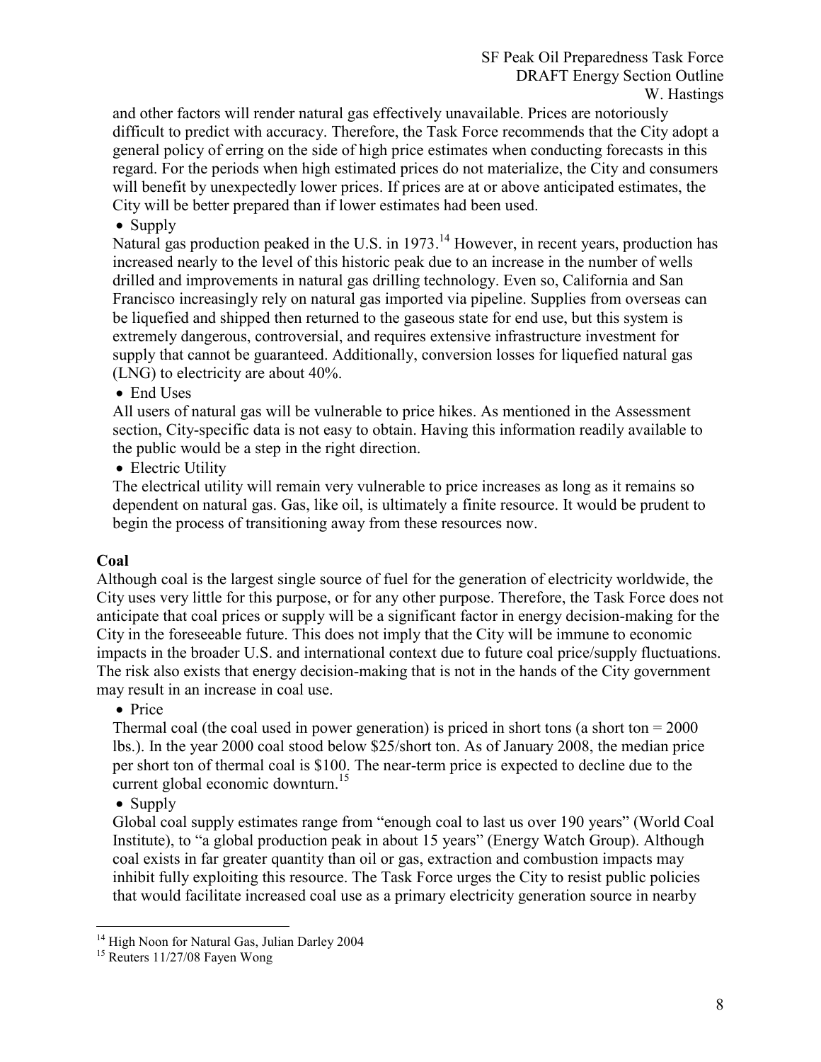and other factors will render natural gas effectively unavailable. Prices are notoriously difficult to predict with accuracy. Therefore, the Task Force recommends that the City adopt a general policy of erring on the side of high price estimates when conducting forecasts in this regard. For the periods when high estimated prices do not materialize, the City and consumers will benefit by unexpectedly lower prices. If prices are at or above anticipated estimates, the City will be better prepared than if lower estimates had been used.

- Supply

Natural gas production peaked in the U.S. in 1973.[14] However, in recent years, production has increased nearly to the level of this historic peak due to an increase in the number of wells drilled and improvements in natural gas drilling technology. Even so, California and San Francisco increasingly rely on natural gas imported via pipeline. Supplies from overseas can be liquefied and shipped then returned to the gaseous state for end use, but this system is extremely dangerous, controversial, and requires extensive infrastructure investment for supply that cannot be guaranteed. Additionally, conversion losses for liquefied natural gas (LNG) to electricity are about 40%.

- End Uses

All users of natural gas will be vulnerable to price hikes. As mentioned in the Assessment section, City-specific data is not easy to obtain. Having this information readily available to the public would be a step in the right direction.

- Electric Utility

The electrical utility will remain very vulnerable to price increases as long as it remains so dependent on natural gas. Gas, like oil, is ultimately a finite resource. It would be prudent to begin the process of transitioning away from these resources now.

**Coal**

Although coal is the largest single source of fuel for the generation of electricity worldwide, the City uses very little for this purpose, or for any other purpose. Therefore, the Task Force does not anticipate that coal prices or supply will be a significant factor in energy decision-making for the City in the foreseeable future. This does not imply that the City will be immune to economic impacts in the broader U.S. and international context due to future coal price/supply fluctuations. The risk also exists that energy decision-making that is not in the hands of the City government may result in an increase in coal use.

- Price

Thermal coal (the coal used in power generation) is priced in short tons (a short ton = 2000 lbs.). In the year 2000 coal stood below $25/short ton. As of January 2008, the median price per short ton of thermal coal is $100. The near-term price is expected to decline due to the current global economic downturn.[15]

- Supply

Global coal supply estimates range from "enough coal to last us over 190 years" (World Coal Institute), to "a global production peak in about 15 years" (Energy Watch Group). Although coal exists in far greater quantity than oil or gas, extraction and combustion impacts may inhibit fully exploiting this resource. The Task Force urges the City to resist public policies that would facilitate increased coal use as a primary electricity generation source in nearby

[14] High Noon for Natural Gas, Julian Darley 2004

[15] Reuters 11/27/08 Fayen Wong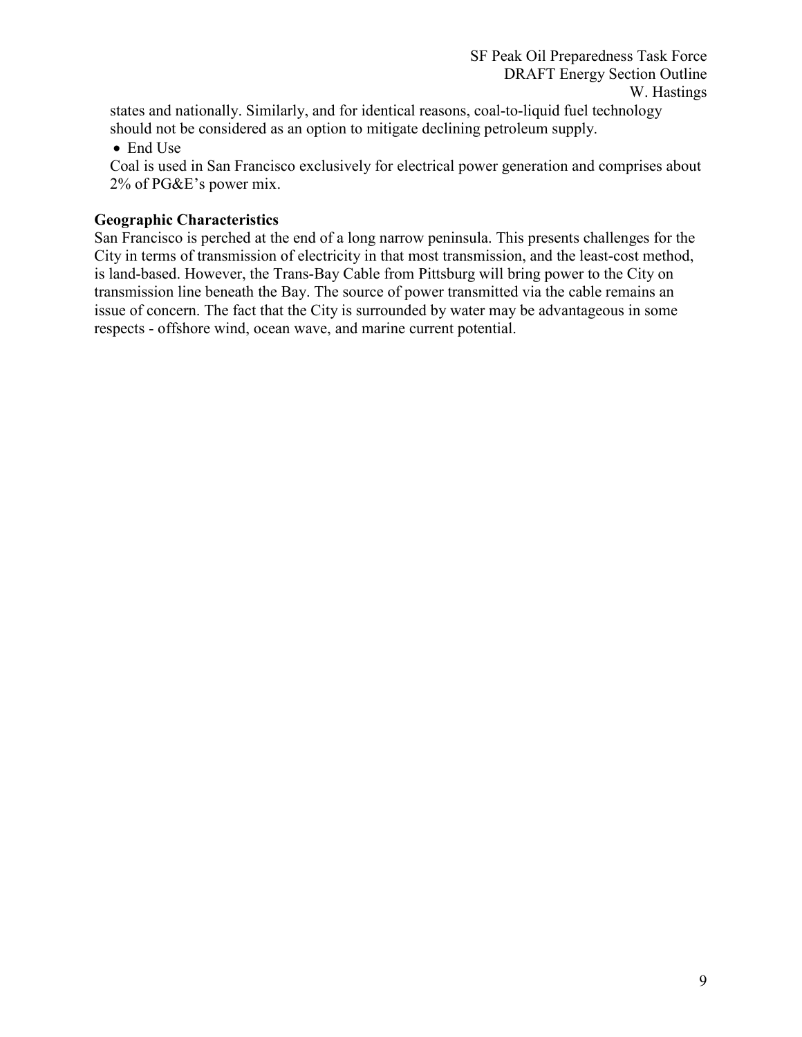states and nationally. Similarly, and for identical reasons, coal-to-liquid fuel technology should not be considered as an option to mitigate declining petroleum supply.

- End Use

Coal is used in San Francisco exclusively for electrical power generation and comprises about 2% of PG&E's power mix.

**Geographic Characteristics**

San Francisco is perched at the end of a long narrow peninsula. This presents challenges for the City in terms of transmission of electricity in that most transmission, and the least-cost method, is land-based. However, the Trans-Bay Cable from Pittsburg will bring power to the City on transmission line beneath the Bay. The source of power transmitted via the cable remains an issue of concern. The fact that the City is surrounded by water may be advantageous in some respects - offshore wind, ocean wave, and marine current potential.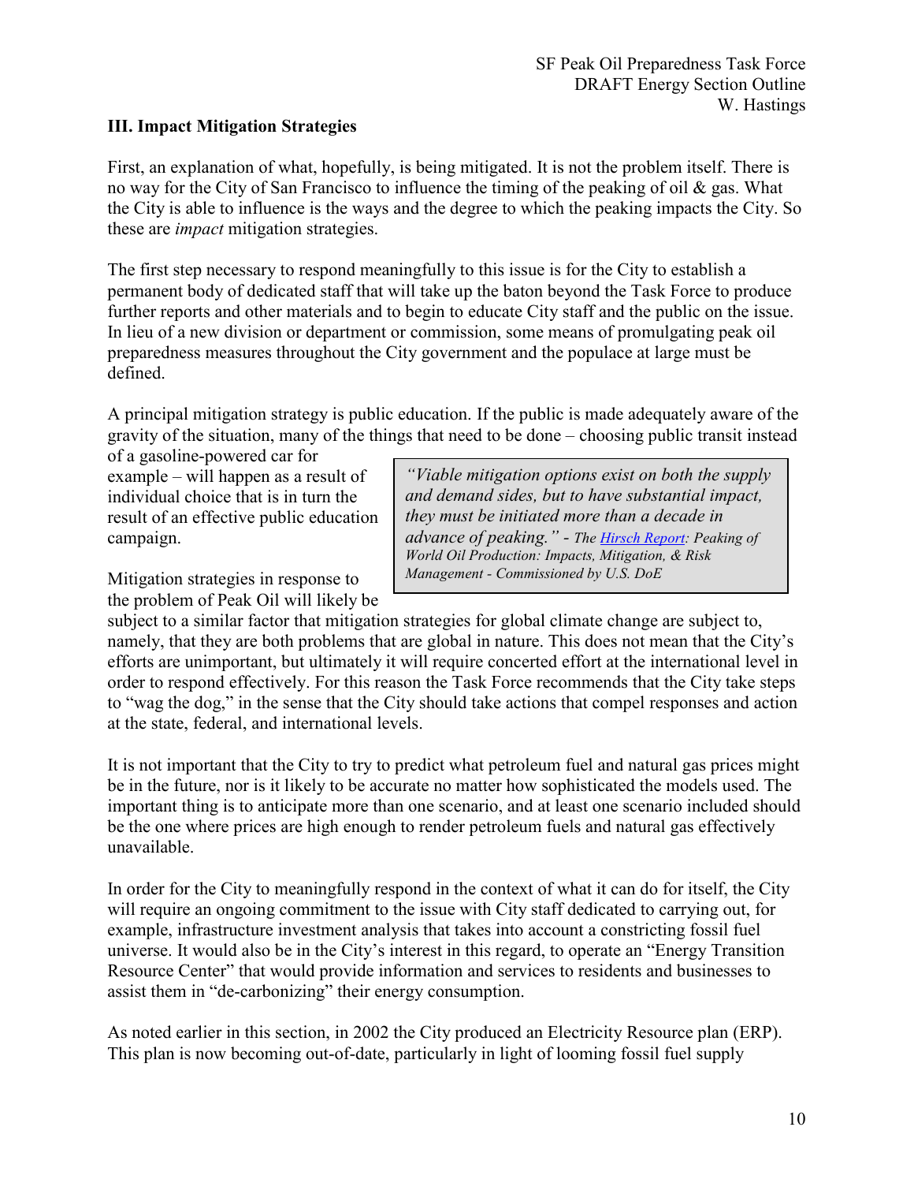### III. Impact Mitigation Strategies

First, an explanation of what, hopefully, is being mitigated. It is not the problem itself. There is no way for the City of San Francisco to influence the timing of the peaking of oil & gas. What the City is able to influence is the ways and the degree to which the peaking impacts the City. So these are *impact* mitigation strategies.

The first step necessary to respond meaningfully to this issue is for the City to establish a permanent body of dedicated staff that will take up the baton beyond the Task Force to produce further reports and other materials and to begin to educate City staff and the public on the issue. In lieu of a new division or department or commission, some means of promulgating peak oil preparedness measures throughout the City government and the populace at large must be defined.

A principal mitigation strategy is public education. If the public is made adequately aware of the gravity of the situation, many of the things that need to be done – choosing public transit instead of a gasoline-powered car for example – will happen as a result of individual choice that is in turn the result of an effective public education campaign.

> *"Viable mitigation options exist on both the supply and demand sides, but to have substantial impact, they must be initiated more than a decade in advance of peaking."* - *The Hirsch Report: Peaking of World Oil Production: Impacts, Mitigation, & Risk Management - Commissioned by U.S. DoE*

Mitigation strategies in response to the problem of Peak Oil will likely be subject to a similar factor that mitigation strategies for global climate change are subject to, namely, that they are both problems that are global in nature. This does not mean that the City's efforts are unimportant, but ultimately it will require concerted effort at the international level in order to respond effectively. For this reason the Task Force recommends that the City take steps to "wag the dog," in the sense that the City should take actions that compel responses and action at the state, federal, and international levels.

It is not important that the City to try to predict what petroleum fuel and natural gas prices might be in the future, nor is it likely to be accurate no matter how sophisticated the models used. The important thing is to anticipate more than one scenario, and at least one scenario included should be the one where prices are high enough to render petroleum fuels and natural gas effectively unavailable.

In order for the City to meaningfully respond in the context of what it can do for itself, the City will require an ongoing commitment to the issue with City staff dedicated to carrying out, for example, infrastructure investment analysis that takes into account a constricting fossil fuel universe. It would also be in the City's interest in this regard, to operate an "Energy Transition Resource Center" that would provide information and services to residents and businesses to assist them in "de-carbonizing" their energy consumption.

As noted earlier in this section, in 2002 the City produced an Electricity Resource plan (ERP). This plan is now becoming out-of-date, particularly in light of looming fossil fuel supply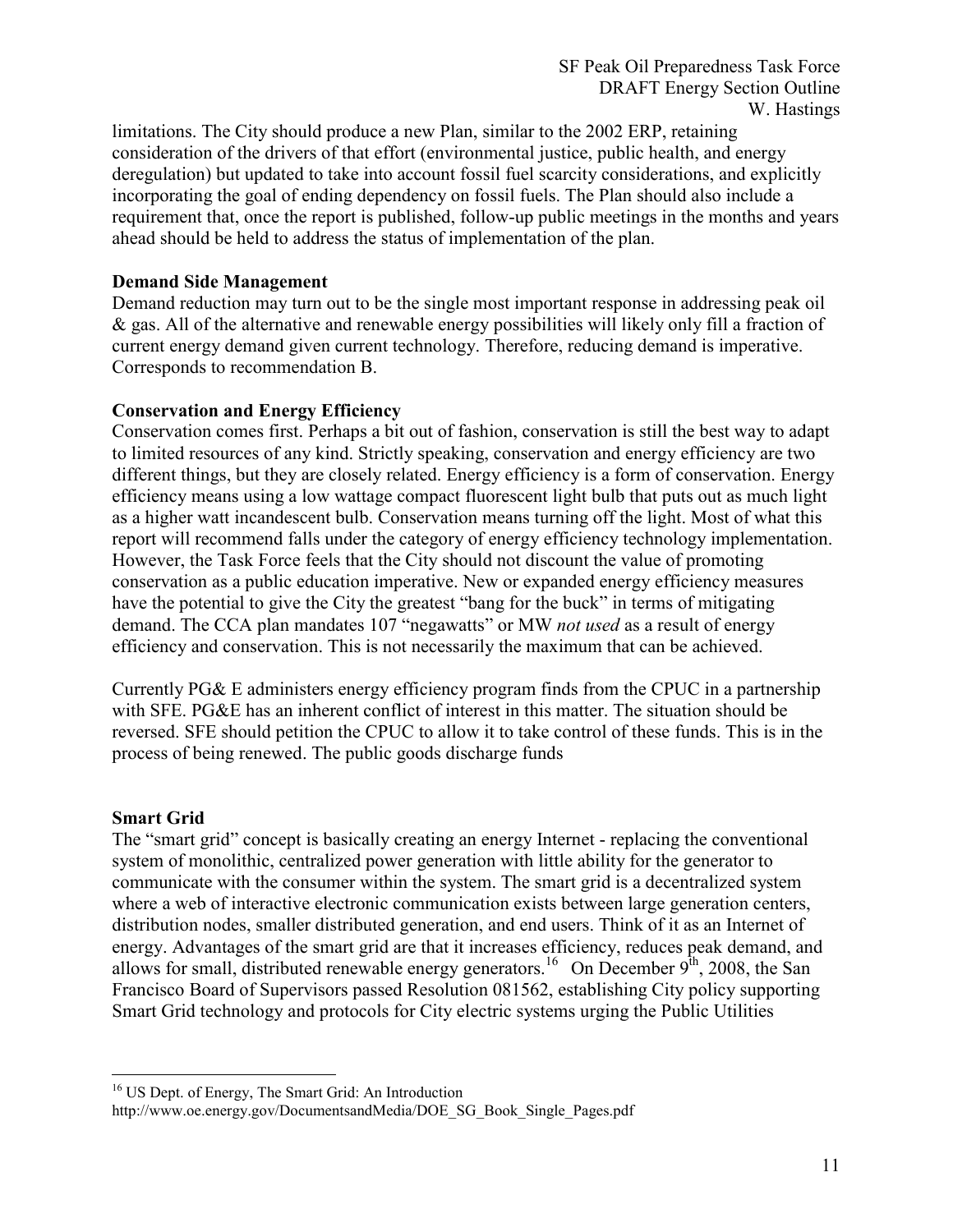limitations. The City should produce a new Plan, similar to the 2002 ERP, retaining consideration of the drivers of that effort (environmental justice, public health, and energy deregulation) but updated to take into account fossil fuel scarcity considerations, and explicitly incorporating the goal of ending dependency on fossil fuels. The Plan should also include a requirement that, once the report is published, follow-up public meetings in the months and years ahead should be held to address the status of implementation of the plan.

**Demand Side Management**

Demand reduction may turn out to be the single most important response in addressing peak oil & gas. All of the alternative and renewable energy possibilities will likely only fill a fraction of current energy demand given current technology. Therefore, reducing demand is imperative. Corresponds to recommendation B.

**Conservation and Energy Efficiency**

Conservation comes first. Perhaps a bit out of fashion, conservation is still the best way to adapt to limited resources of any kind. Strictly speaking, conservation and energy efficiency are two different things, but they are closely related. Energy efficiency is a form of conservation. Energy efficiency means using a low wattage compact fluorescent light bulb that puts out as much light as a higher watt incandescent bulb. Conservation means turning off the light. Most of what this report will recommend falls under the category of energy efficiency technology implementation. However, the Task Force feels that the City should not discount the value of promoting conservation as a public education imperative. New or expanded energy efficiency measures have the potential to give the City the greatest "bang for the buck" in terms of mitigating demand. The CCA plan mandates 107 "negawatts" or MW *not used* as a result of energy efficiency and conservation. This is not necessarily the maximum that can be achieved.

Currently PG& E administers energy efficiency program finds from the CPUC in a partnership with SFE. PG&E has an inherent conflict of interest in this matter. The situation should be reversed. SFE should petition the CPUC to allow it to take control of these funds. This is in the process of being renewed. The public goods discharge funds

**Smart Grid**

The "smart grid" concept is basically creating an energy Internet - replacing the conventional system of monolithic, centralized power generation with little ability for the generator to communicate with the consumer within the system. The smart grid is a decentralized system where a web of interactive electronic communication exists between large generation centers, distribution nodes, smaller distributed generation, and end users. Think of it as an Internet of energy. Advantages of the smart grid are that it increases efficiency, reduces peak demand, and allows for small, distributed renewable energy generators.[16] On December 9th, 2008, the San Francisco Board of Supervisors passed Resolution 081562, establishing City policy supporting Smart Grid technology and protocols for City electric systems urging the Public Utilities

[16] US Dept. of Energy, The Smart Grid: An Introduction http://www.oe.energy.gov/DocumentsandMedia/DOE_SG_Book_Single_Pages.pdf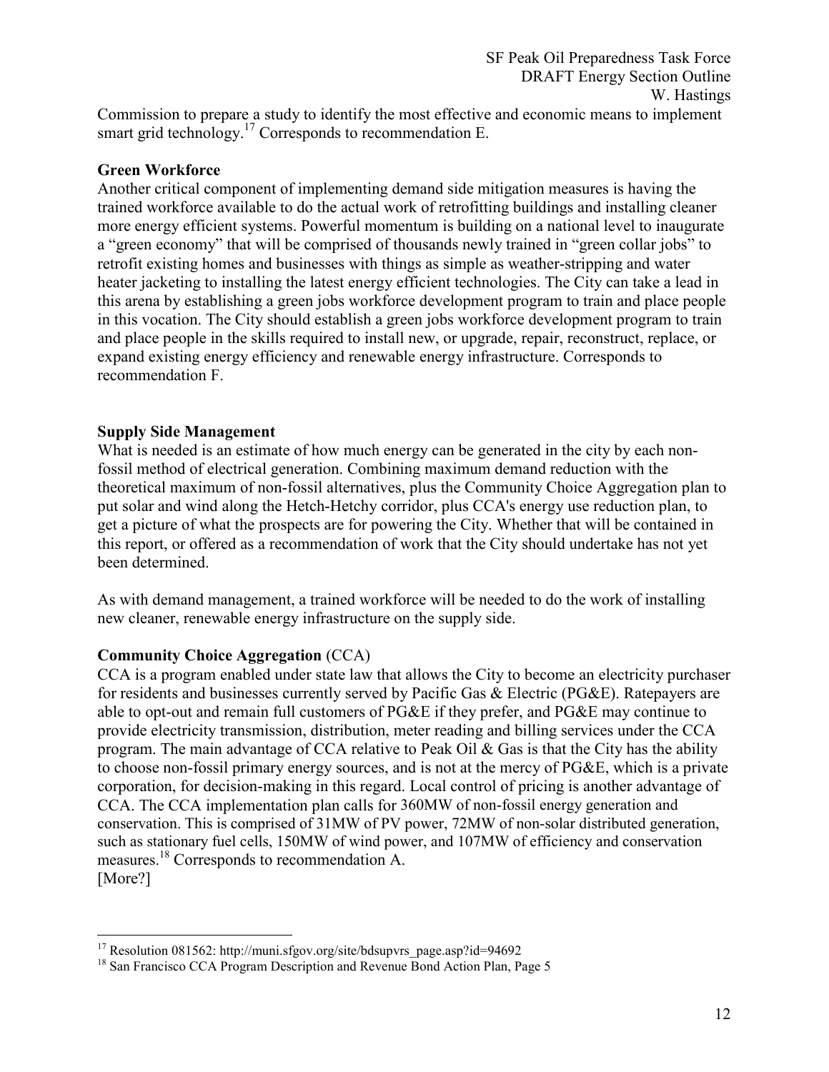Commission to prepare a study to identify the most effective and economic means to implement smart grid technology.[17] Corresponds to recommendation E.

**Green Workforce**

Another critical component of implementing demand side mitigation measures is having the trained workforce available to do the actual work of retrofitting buildings and installing cleaner more energy efficient systems. Powerful momentum is building on a national level to inaugurate a "green economy" that will be comprised of thousands newly trained in "green collar jobs" to retrofit existing homes and businesses with things as simple as weather-stripping and water heater jacketing to installing the latest energy efficient technologies. The City can take a lead in this arena by establishing a green jobs workforce development program to train and place people in this vocation. The City should establish a green jobs workforce development program to train and place people in the skills required to install new, or upgrade, repair, reconstruct, replace, or expand existing energy efficiency and renewable energy infrastructure. Corresponds to recommendation F.

**Supply Side Management**

What is needed is an estimate of how much energy can be generated in the city by each non-fossil method of electrical generation. Combining maximum demand reduction with the theoretical maximum of non-fossil alternatives, plus the Community Choice Aggregation plan to put solar and wind along the Hetch-Hetchy corridor, plus CCA's energy use reduction plan, to get a picture of what the prospects are for powering the City. Whether that will be contained in this report, or offered as a recommendation of work that the City should undertake has not yet been determined.

As with demand management, a trained workforce will be needed to do the work of installing new cleaner, renewable energy infrastructure on the supply side.

**Community Choice Aggregation** (CCA)

CCA is a program enabled under state law that allows the City to become an electricity purchaser for residents and businesses currently served by Pacific Gas & Electric (PG&E). Ratepayers are able to opt-out and remain full customers of PG&E if they prefer, and PG&E may continue to provide electricity transmission, distribution, meter reading and billing services under the CCA program. The main advantage of CCA relative to Peak Oil & Gas is that the City has the ability to choose non-fossil primary energy sources, and is not at the mercy of PG&E, which is a private corporation, for decision-making in this regard. Local control of pricing is another advantage of CCA. The CCA implementation plan calls for 360MW of non-fossil energy generation and conservation. This is comprised of 31MW of PV power, 72MW of non-solar distributed generation, such as stationary fuel cells, 150MW of wind power, and 107MW of efficiency and conservation measures.[18] Corresponds to recommendation A.
[More?]

---

[17] Resolution 081562: http://muni.sfgov.org/site/bdsupvrs_page.asp?id=94692

[18] San Francisco CCA Program Description and Revenue Bond Action Plan, Page 5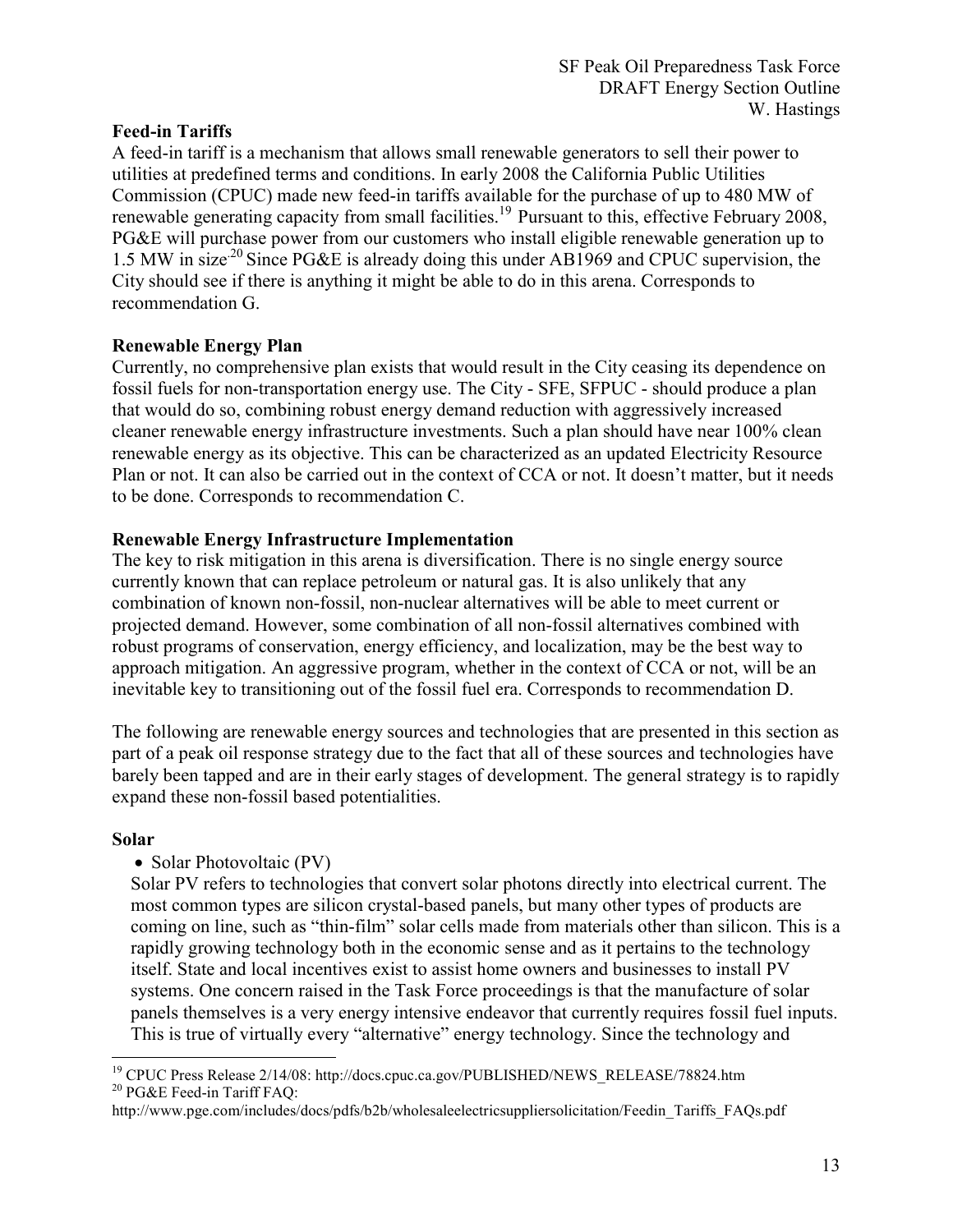**Feed-in Tariffs**

A feed-in tariff is a mechanism that allows small renewable generators to sell their power to utilities at predefined terms and conditions. In early 2008 the California Public Utilities Commission (CPUC) made new feed-in tariffs available for the purchase of up to 480 MW of renewable generating capacity from small facilities.[19] Pursuant to this, effective February 2008, PG&E will purchase power from our customers who install eligible renewable generation up to 1.5 MW in size.[20] Since PG&E is already doing this under AB1969 and CPUC supervision, the City should see if there is anything it might be able to do in this arena. Corresponds to recommendation G.

**Renewable Energy Plan**

Currently, no comprehensive plan exists that would result in the City ceasing its dependence on fossil fuels for non-transportation energy use. The City - SFE, SFPUC - should produce a plan that would do so, combining robust energy demand reduction with aggressively increased cleaner renewable energy infrastructure investments. Such a plan should have near 100% clean renewable energy as its objective. This can be characterized as an updated Electricity Resource Plan or not. It can also be carried out in the context of CCA or not. It doesn't matter, but it needs to be done. Corresponds to recommendation C.

**Renewable Energy Infrastructure Implementation**

The key to risk mitigation in this arena is diversification. There is no single energy source currently known that can replace petroleum or natural gas. It is also unlikely that any combination of known non-fossil, non-nuclear alternatives will be able to meet current or projected demand. However, some combination of all non-fossil alternatives combined with robust programs of conservation, energy efficiency, and localization, may be the best way to approach mitigation. An aggressive program, whether in the context of CCA or not, will be an inevitable key to transitioning out of the fossil fuel era. Corresponds to recommendation D.

The following are renewable energy sources and technologies that are presented in this section as part of a peak oil response strategy due to the fact that all of these sources and technologies have barely been tapped and are in their early stages of development. The general strategy is to rapidly expand these non-fossil based potentialities.

**Solar**

- Solar Photovoltaic (PV)

Solar PV refers to technologies that convert solar photons directly into electrical current. The most common types are silicon crystal-based panels, but many other types of products are coming on line, such as "thin-film" solar cells made from materials other than silicon. This is a rapidly growing technology both in the economic sense and as it pertains to the technology itself. State and local incentives exist to assist home owners and businesses to install PV systems. One concern raised in the Task Force proceedings is that the manufacture of solar panels themselves is a very energy intensive endeavor that currently requires fossil fuel inputs. This is true of virtually every "alternative" energy technology. Since the technology and

---

[19] CPUC Press Release 2/14/08: http://docs.cpuc.ca.gov/PUBLISHED/NEWS_RELEASE/78824.htm

[20] PG&E Feed-in Tariff FAQ: http://www.pge.com/includes/docs/pdfs/b2b/wholesaleelectricsuppliersolicitation/Feedin_Tariffs_FAQs.pdf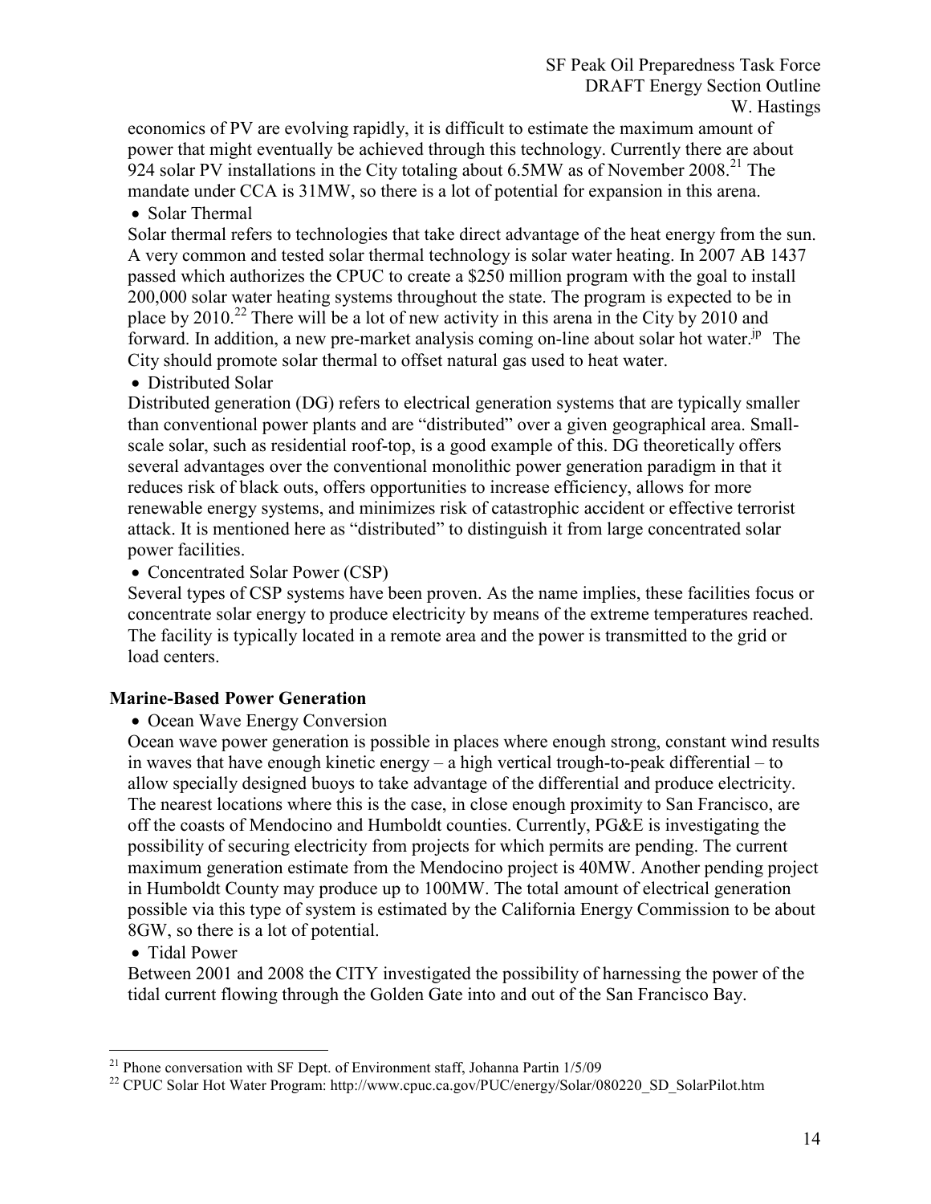economics of PV are evolving rapidly, it is difficult to estimate the maximum amount of power that might eventually be achieved through this technology. Currently there are about 924 solar PV installations in the City totaling about 6.5MW as of November 2008.[21] The mandate under CCA is 31MW, so there is a lot of potential for expansion in this arena.

- Solar Thermal

Solar thermal refers to technologies that take direct advantage of the heat energy from the sun. A very common and tested solar thermal technology is solar water heating. In 2007 AB 1437 passed which authorizes the CPUC to create a $250 million program with the goal to install 200,000 solar water heating systems throughout the state. The program is expected to be in place by 2010.[22] There will be a lot of new activity in this arena in the City by 2010 and forward. In addition, a new pre-market analysis coming on-line about solar hot water.[jp] The City should promote solar thermal to offset natural gas used to heat water.

- Distributed Solar

Distributed generation (DG) refers to electrical generation systems that are typically smaller than conventional power plants and are "distributed" over a given geographical area. Small-scale solar, such as residential roof-top, is a good example of this. DG theoretically offers several advantages over the conventional monolithic power generation paradigm in that it reduces risk of black outs, offers opportunities to increase efficiency, allows for more renewable energy systems, and minimizes risk of catastrophic accident or effective terrorist attack. It is mentioned here as "distributed" to distinguish it from large concentrated solar power facilities.

- Concentrated Solar Power (CSP)

Several types of CSP systems have been proven. As the name implies, these facilities focus or concentrate solar energy to produce electricity by means of the extreme temperatures reached. The facility is typically located in a remote area and the power is transmitted to the grid or load centers.

**Marine-Based Power Generation**

- Ocean Wave Energy Conversion

Ocean wave power generation is possible in places where enough strong, constant wind results in waves that have enough kinetic energy – a high vertical trough-to-peak differential – to allow specially designed buoys to take advantage of the differential and produce electricity. The nearest locations where this is the case, in close enough proximity to San Francisco, are off the coasts of Mendocino and Humboldt counties. Currently, PG&E is investigating the possibility of securing electricity from projects for which permits are pending. The current maximum generation estimate from the Mendocino project is 40MW. Another pending project in Humboldt County may produce up to 100MW. The total amount of electrical generation possible via this type of system is estimated by the California Energy Commission to be about 8GW, so there is a lot of potential.

- Tidal Power

Between 2001 and 2008 the CITY investigated the possibility of harnessing the power of the tidal current flowing through the Golden Gate into and out of the San Francisco Bay.

---

[21] Phone conversation with SF Dept. of Environment staff, Johanna Partin 1/5/09

[22] CPUC Solar Hot Water Program: http://www.cpuc.ca.gov/PUC/energy/Solar/080220_SD_SolarPilot.htm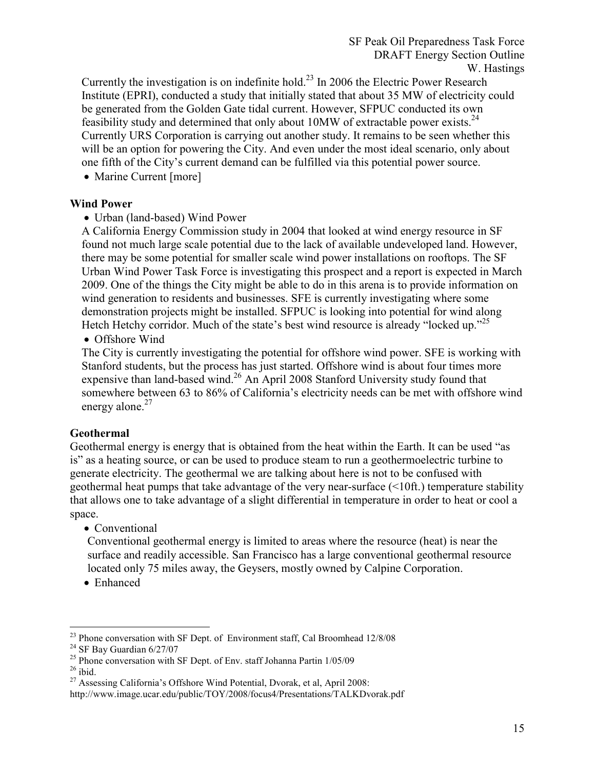Currently the investigation is on indefinite hold.[23] In 2006 the Electric Power Research Institute (EPRI), conducted a study that initially stated that about 35 MW of electricity could be generated from the Golden Gate tidal current. However, SFPUC conducted its own feasibility study and determined that only about 10MW of extractable power exists.[24] Currently URS Corporation is carrying out another study. It remains to be seen whether this will be an option for powering the City. And even under the most ideal scenario, only about one fifth of the City's current demand can be fulfilled via this potential power source.

- Marine Current [more]

### Wind Power

- Urban (land-based) Wind Power

A California Energy Commission study in 2004 that looked at wind energy resource in SF found not much large scale potential due to the lack of available undeveloped land. However, there may be some potential for smaller scale wind power installations on rooftops. The SF Urban Wind Power Task Force is investigating this prospect and a report is expected in March 2009. One of the things the City might be able to do in this arena is to provide information on wind generation to residents and businesses. SFE is currently investigating where some demonstration projects might be installed. SFPUC is looking into potential for wind along Hetch Hetchy corridor. Much of the state's best wind resource is already "locked up."[25]

- Offshore Wind

The City is currently investigating the potential for offshore wind power. SFE is working with Stanford students, but the process has just started. Offshore wind is about four times more expensive than land-based wind.[26] An April 2008 Stanford University study found that somewhere between 63 to 86% of California's electricity needs can be met with offshore wind energy alone.[27]

### Geothermal

Geothermal energy is energy that is obtained from the heat within the Earth. It can be used "as is" as a heating source, or can be used to produce steam to run a geothermoelectric turbine to generate electricity. The geothermal we are talking about here is not to be confused with geothermal heat pumps that take advantage of the very near-surface (<10ft.) temperature stability that allows one to take advantage of a slight differential in temperature in order to heat or cool a space.

- Conventional

  Conventional geothermal energy is limited to areas where the resource (heat) is near the surface and readily accessible. San Francisco has a large conventional geothermal resource located only 75 miles away, the Geysers, mostly owned by Calpine Corporation.

- Enhanced

---

[23] Phone conversation with SF Dept. of Environment staff, Cal Broomhead 12/8/08
[24] SF Bay Guardian 6/27/07
[25] Phone conversation with SF Dept. of Env. staff Johanna Partin 1/05/09
[26] ibid.
[27] Assessing California's Offshore Wind Potential, Dvorak, et al, April 2008: http://www.image.ucar.edu/public/TOY/2008/focus4/Presentations/TALKDvorak.pdf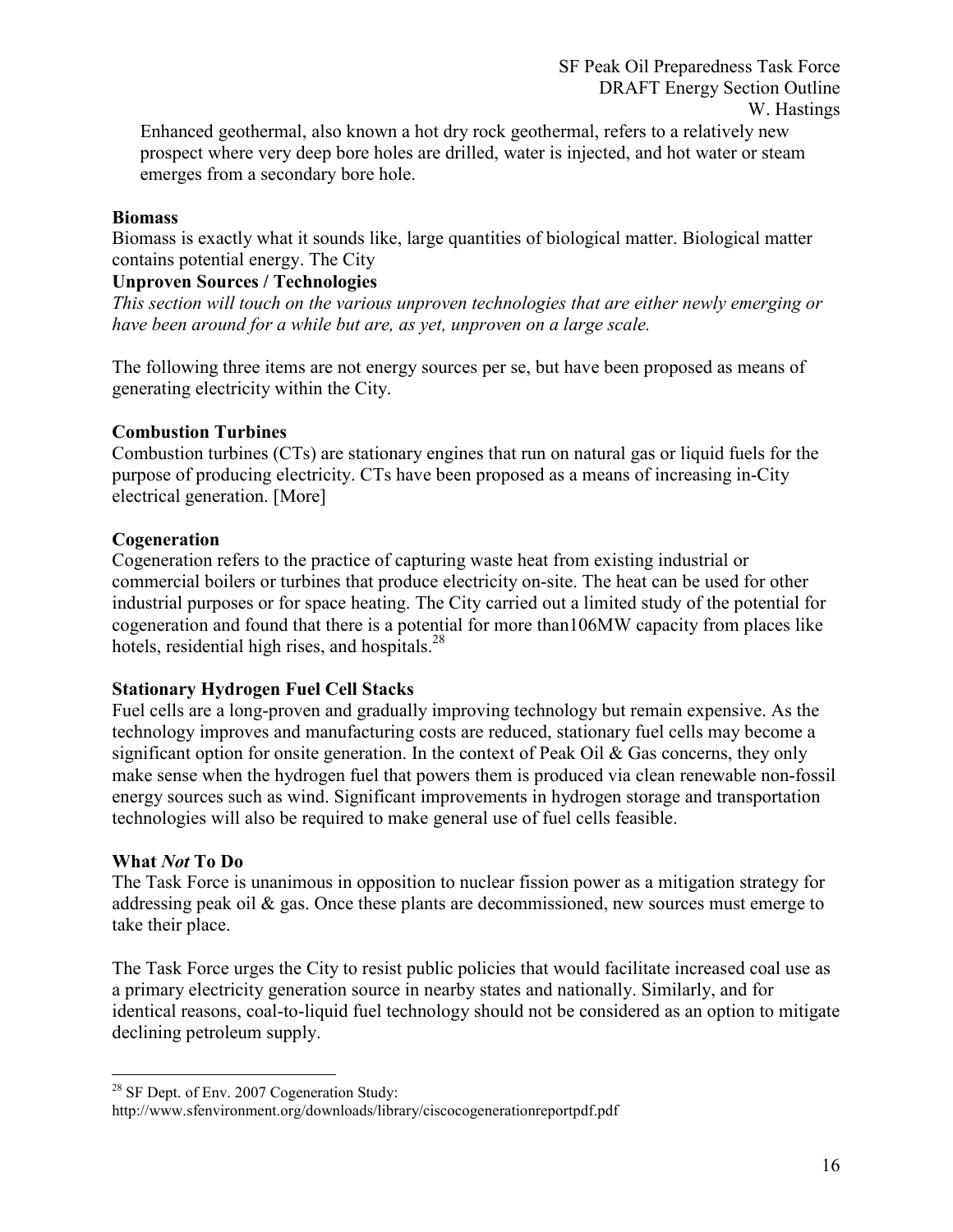Enhanced geothermal, also known a hot dry rock geothermal, refers to a relatively new prospect where very deep bore holes are drilled, water is injected, and hot water or steam emerges from a secondary bore hole.

**Biomass**
Biomass is exactly what it sounds like, large quantities of biological matter. Biological matter contains potential energy. The City

**Unproven Sources / Technologies**
*This section will touch on the various unproven technologies that are either newly emerging or have been around for a while but are, as yet, unproven on a large scale.*

The following three items are not energy sources per se, but have been proposed as means of generating electricity within the City.

**Combustion Turbines**
Combustion turbines (CTs) are stationary engines that run on natural gas or liquid fuels for the purpose of producing electricity. CTs have been proposed as a means of increasing in-City electrical generation. [More]

**Cogeneration**
Cogeneration refers to the practice of capturing waste heat from existing industrial or commercial boilers or turbines that produce electricity on-site. The heat can be used for other industrial purposes or for space heating. The City carried out a limited study of the potential for cogeneration and found that there is a potential for more than106MW capacity from places like hotels, residential high rises, and hospitals.[28]

**Stationary Hydrogen Fuel Cell Stacks**
Fuel cells are a long-proven and gradually improving technology but remain expensive. As the technology improves and manufacturing costs are reduced, stationary fuel cells may become a significant option for onsite generation. In the context of Peak Oil & Gas concerns, they only make sense when the hydrogen fuel that powers them is produced via clean renewable non-fossil energy sources such as wind. Significant improvements in hydrogen storage and transportation technologies will also be required to make general use of fuel cells feasible.

**What *Not* To Do**
The Task Force is unanimous in opposition to nuclear fission power as a mitigation strategy for addressing peak oil & gas. Once these plants are decommissioned, new sources must emerge to take their place.

The Task Force urges the City to resist public policies that would facilitate increased coal use as a primary electricity generation source in nearby states and nationally. Similarly, and for identical reasons, coal-to-liquid fuel technology should not be considered as an option to mitigate declining petroleum supply.

---

[28] SF Dept. of Env. 2007 Cogeneration Study:
http://www.sfenvironment.org/downloads/library/ciscocogenerationreportpdf.pdf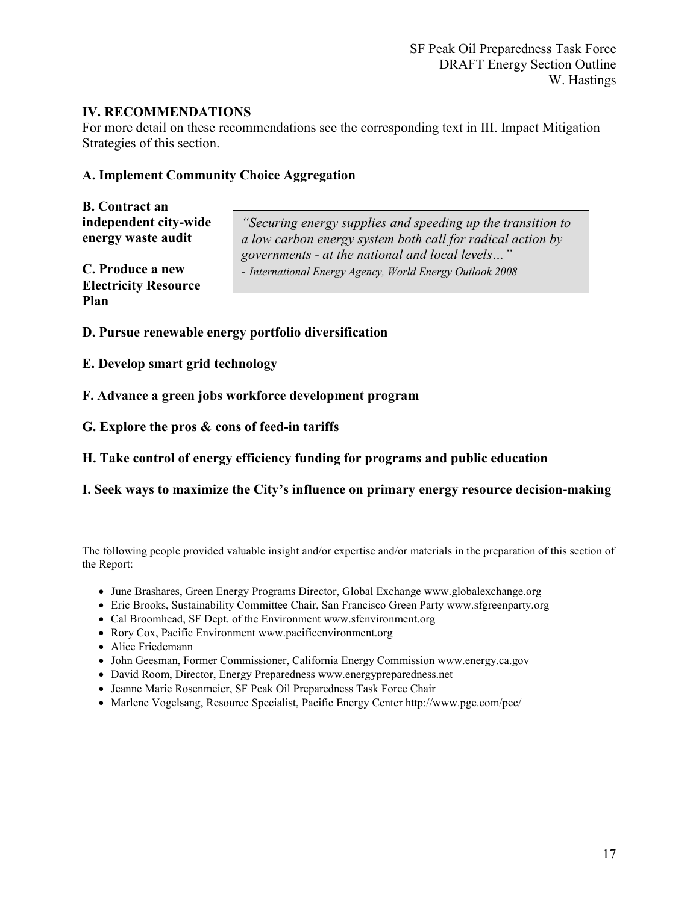## IV. RECOMMENDATIONS

For more detail on these recommendations see the corresponding text in III. Impact Mitigation Strategies of this section.

### A. Implement Community Choice Aggregation

### B. Contract an independent city-wide energy waste audit

> *"Securing energy supplies and speeding up the transition to a low carbon energy system both call for radical action by governments - at the national and local levels…"*
> - *International Energy Agency, World Energy Outlook 2008*

### C. Produce a new Electricity Resource Plan

### D. Pursue renewable energy portfolio diversification

### E. Develop smart grid technology

### F. Advance a green jobs workforce development program

### G. Explore the pros & cons of feed-in tariffs

### H. Take control of energy efficiency funding for programs and public education

### I. Seek ways to maximize the City's influence on primary energy resource decision-making

The following people provided valuable insight and/or expertise and/or materials in the preparation of this section of the Report:

- June Brashares, Green Energy Programs Director, Global Exchange www.globalexchange.org
- Eric Brooks, Sustainability Committee Chair, San Francisco Green Party www.sfgreenparty.org
- Cal Broomhead, SF Dept. of the Environment www.sfenvironment.org
- Rory Cox, Pacific Environment www.pacificenvironment.org
- Alice Friedemann
- John Geesman, Former Commissioner, California Energy Commission www.energy.ca.gov
- David Room, Director, Energy Preparedness www.energypreparedness.net
- Jeanne Marie Rosenmeier, SF Peak Oil Preparedness Task Force Chair
- Marlene Vogelsang, Resource Specialist, Pacific Energy Center http://www.pge.com/pec/